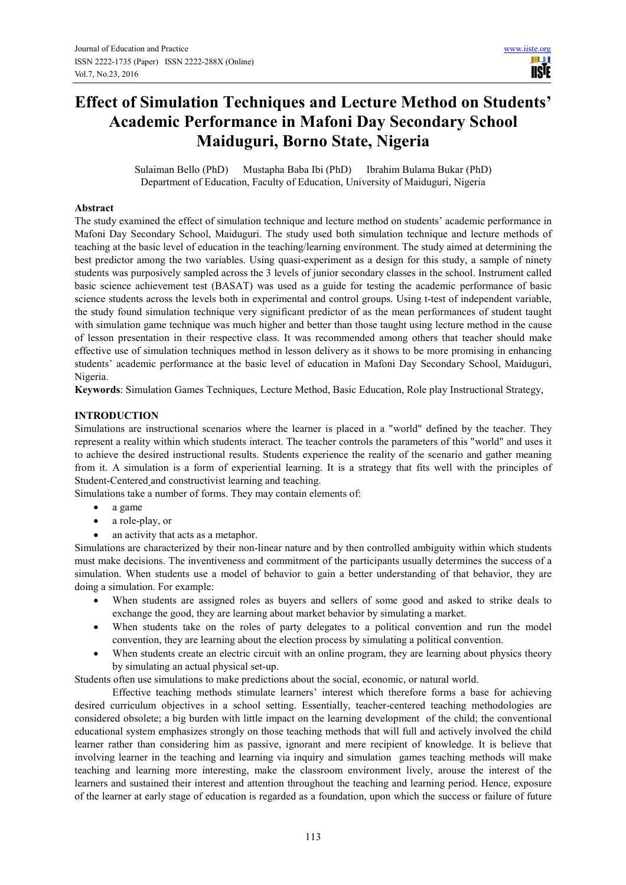# Effect of Simulation Techniques and Lecture Method on Students' Academic Performance in Mafoni Day Secondary School Maiduguri, Borno State, Nigeria

Sulaiman Bello (PhD) Mustapha Baba Ibi (PhD) Ibrahim Bulama Bukar (PhD)
Department of Education, Faculty of Education, University of Maiduguri, Nigeria

## Abstract

The study examined the effect of simulation technique and lecture method on students' academic performance in Mafoni Day Secondary School, Maiduguri. The study used both simulation technique and lecture methods of teaching at the basic level of education in the teaching/learning environment. The study aimed at determining the best predictor among the two variables. Using quasi-experiment as a design for this study, a sample of ninety students was purposively sampled across the 3 levels of junior secondary classes in the school. Instrument called basic science achievement test (BASAT) was used as a guide for testing the academic performance of basic science students across the levels both in experimental and control groups. Using t-test of independent variable, the study found simulation technique very significant predictor of as the mean performances of student taught with simulation game technique was much higher and better than those taught using lecture method in the cause of lesson presentation in their respective class. It was recommended among others that teacher should make effective use of simulation techniques method in lesson delivery as it shows to be more promising in enhancing students' academic performance at the basic level of education in Mafoni Day Secondary School, Maiduguri, Nigeria.

**Keywords**: Simulation Games Techniques, Lecture Method, Basic Education, Role play Instructional Strategy,

## INTRODUCTION

Simulations are instructional scenarios where the learner is placed in a "world" defined by the teacher. They represent a reality within which students interact. The teacher controls the parameters of this "world" and uses it to achieve the desired instructional results. Students experience the reality of the scenario and gather meaning from it. A simulation is a form of experiential learning. It is a strategy that fits well with the principles of Student-Centered and constructivist learning and teaching.

Simulations take a number of forms. They may contain elements of:

- a game
- a role-play, or
- an activity that acts as a metaphor.

Simulations are characterized by their non-linear nature and by then controlled ambiguity within which students must make decisions. The inventiveness and commitment of the participants usually determines the success of a simulation. When students use a model of behavior to gain a better understanding of that behavior, they are doing a simulation. For example:

- When students are assigned roles as buyers and sellers of some good and asked to strike deals to exchange the good, they are learning about market behavior by simulating a market.
- When students take on the roles of party delegates to a political convention and run the model convention, they are learning about the election process by simulating a political convention.
- When students create an electric circuit with an online program, they are learning about physics theory by simulating an actual physical set-up.

Students often use simulations to make predictions about the social, economic, or natural world.

Effective teaching methods stimulate learners' interest which therefore forms a base for achieving desired curriculum objectives in a school setting. Essentially, teacher-centered teaching methodologies are considered obsolete; a big burden with little impact on the learning development of the child; the conventional educational system emphasizes strongly on those teaching methods that will full and actively involved the child learner rather than considering him as passive, ignorant and mere recipient of knowledge. It is believe that involving learner in the teaching and learning via inquiry and simulation games teaching methods will make teaching and learning more interesting, make the classroom environment lively, arouse the interest of the learners and sustained their interest and attention throughout the teaching and learning period. Hence, exposure of the learner at early stage of education is regarded as a foundation, upon which the success or failure of future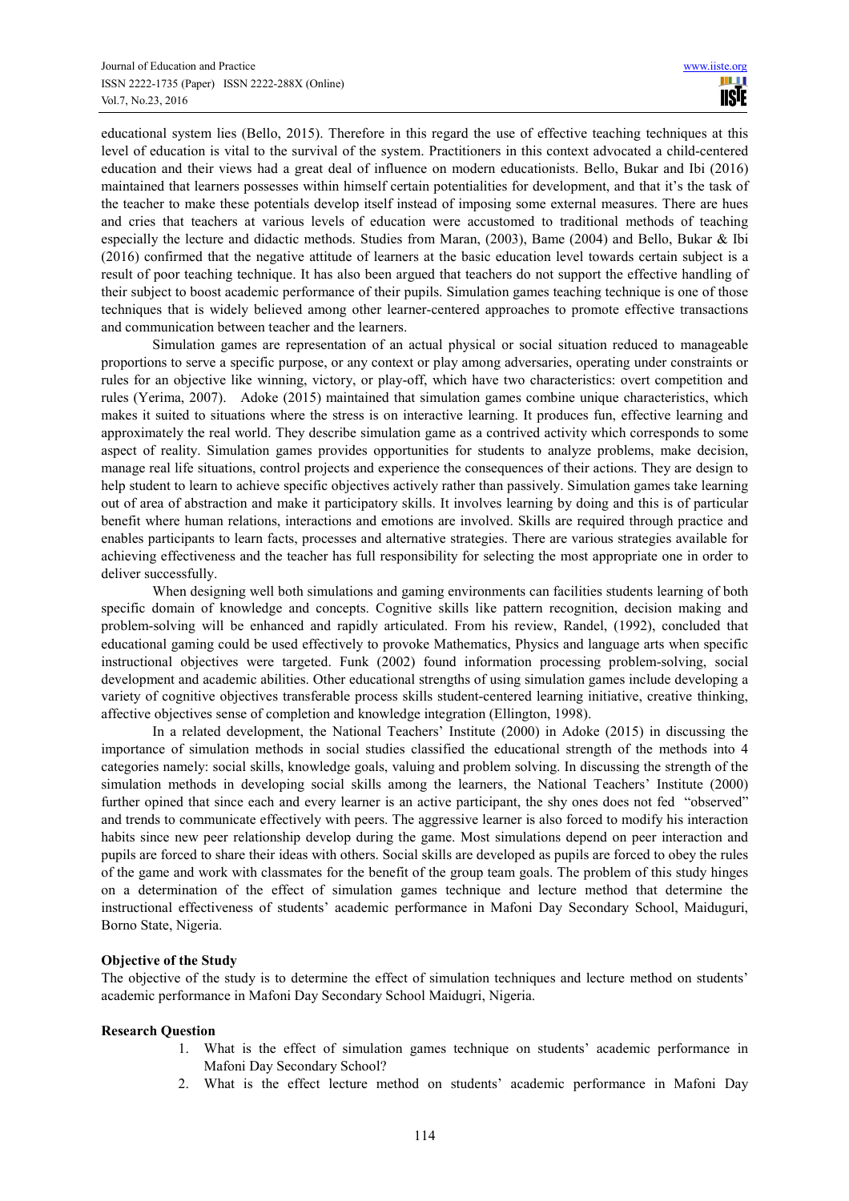educational system lies (Bello, 2015). Therefore in this regard the use of effective teaching techniques at this level of education is vital to the survival of the system. Practitioners in this context advocated a child-centered education and their views had a great deal of influence on modern educationists. Bello, Bukar and Ibi (2016) maintained that learners possesses within himself certain potentialities for development, and that it's the task of the teacher to make these potentials develop itself instead of imposing some external measures. There are hues and cries that teachers at various levels of education were accustomed to traditional methods of teaching especially the lecture and didactic methods. Studies from Maran, (2003), Bame (2004) and Bello, Bukar & Ibi (2016) confirmed that the negative attitude of learners at the basic education level towards certain subject is a result of poor teaching technique. It has also been argued that teachers do not support the effective handling of their subject to boost academic performance of their pupils. Simulation games teaching technique is one of those techniques that is widely believed among other learner-centered approaches to promote effective transactions and communication between teacher and the learners.

Simulation games are representation of an actual physical or social situation reduced to manageable proportions to serve a specific purpose, or any context or play among adversaries, operating under constraints or rules for an objective like winning, victory, or play-off, which have two characteristics: overt competition and rules (Yerima, 2007). Adoke (2015) maintained that simulation games combine unique characteristics, which makes it suited to situations where the stress is on interactive learning. It produces fun, effective learning and approximately the real world. They describe simulation game as a contrived activity which corresponds to some aspect of reality. Simulation games provides opportunities for students to analyze problems, make decision, manage real life situations, control projects and experience the consequences of their actions. They are design to help student to learn to achieve specific objectives actively rather than passively. Simulation games take learning out of area of abstraction and make it participatory skills. It involves learning by doing and this is of particular benefit where human relations, interactions and emotions are involved. Skills are required through practice and enables participants to learn facts, processes and alternative strategies. There are various strategies available for achieving effectiveness and the teacher has full responsibility for selecting the most appropriate one in order to deliver successfully.

When designing well both simulations and gaming environments can facilities students learning of both specific domain of knowledge and concepts. Cognitive skills like pattern recognition, decision making and problem-solving will be enhanced and rapidly articulated. From his review, Randel, (1992), concluded that educational gaming could be used effectively to provoke Mathematics, Physics and language arts when specific instructional objectives were targeted. Funk (2002) found information processing problem-solving, social development and academic abilities. Other educational strengths of using simulation games include developing a variety of cognitive objectives transferable process skills student-centered learning initiative, creative thinking, affective objectives sense of completion and knowledge integration (Ellington, 1998).

In a related development, the National Teachers' Institute (2000) in Adoke (2015) in discussing the importance of simulation methods in social studies classified the educational strength of the methods into 4 categories namely: social skills, knowledge goals, valuing and problem solving. In discussing the strength of the simulation methods in developing social skills among the learners, the National Teachers' Institute (2000) further opined that since each and every learner is an active participant, the shy ones does not fed "observed" and trends to communicate effectively with peers. The aggressive learner is also forced to modify his interaction habits since new peer relationship develop during the game. Most simulations depend on peer interaction and pupils are forced to share their ideas with others. Social skills are developed as pupils are forced to obey the rules of the game and work with classmates for the benefit of the group team goals. The problem of this study hinges on a determination of the effect of simulation games technique and lecture method that determine the instructional effectiveness of students' academic performance in Mafoni Day Secondary School, Maiduguri, Borno State, Nigeria.

**Objective of the Study**

The objective of the study is to determine the effect of simulation techniques and lecture method on students' academic performance in Mafoni Day Secondary School Maidugri, Nigeria.

**Research Question**

1. What is the effect of simulation games technique on students' academic performance in Mafoni Day Secondary School?
2. What is the effect lecture method on students' academic performance in Mafoni Day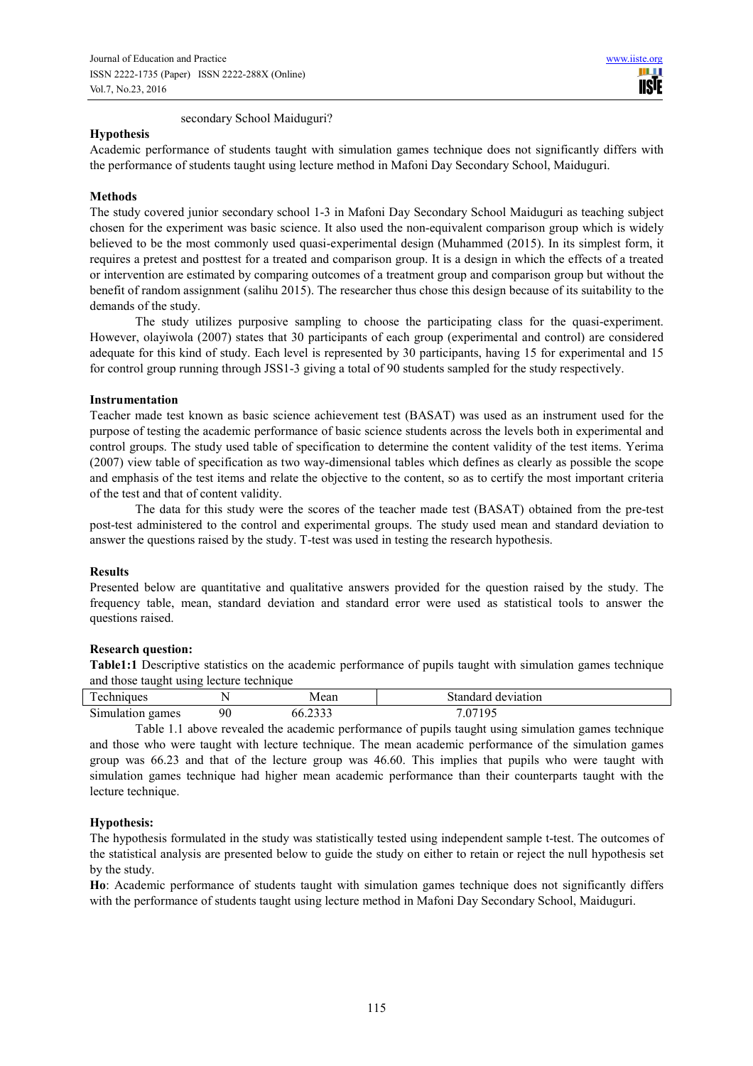secondary School Maiduguri?

**Hypothesis**

Academic performance of students taught with simulation games technique does not significantly differs with the performance of students taught using lecture method in Mafoni Day Secondary School, Maiduguri.

**Methods**

The study covered junior secondary school 1-3 in Mafoni Day Secondary School Maiduguri as teaching subject chosen for the experiment was basic science. It also used the non-equivalent comparison group which is widely believed to be the most commonly used quasi-experimental design (Muhammed (2015). In its simplest form, it requires a pretest and posttest for a treated and comparison group. It is a design in which the effects of a treated or intervention are estimated by comparing outcomes of a treatment group and comparison group but without the benefit of random assignment (salihu 2015). The researcher thus chose this design because of its suitability to the demands of the study.

The study utilizes purposive sampling to choose the participating class for the quasi-experiment. However, olayiwola (2007) states that 30 participants of each group (experimental and control) are considered adequate for this kind of study. Each level is represented by 30 participants, having 15 for experimental and 15 for control group running through JSS1-3 giving a total of 90 students sampled for the study respectively.

**Instrumentation**

Teacher made test known as basic science achievement test (BASAT) was used as an instrument used for the purpose of testing the academic performance of basic science students across the levels both in experimental and control groups. The study used table of specification to determine the content validity of the test items. Yerima (2007) view table of specification as two way-dimensional tables which defines as clearly as possible the scope and emphasis of the test items and relate the objective to the content, so as to certify the most important criteria of the test and that of content validity.

The data for this study were the scores of the teacher made test (BASAT) obtained from the pre-test post-test administered to the control and experimental groups. The study used mean and standard deviation to answer the questions raised by the study. T-test was used in testing the research hypothesis.

**Results**

Presented below are quantitative and qualitative answers provided for the question raised by the study. The frequency table, mean, standard deviation and standard error were used as statistical tools to answer the questions raised.

**Research question:**

**Table1:1** Descriptive statistics on the academic performance of pupils taught with simulation games technique and those taught using lecture technique

| Techniques | N | Mean | Standard deviation |
|---|---|---|---|
| Simulation games | 90 | 66.2333 | 7.07195 |

Table 1.1 above revealed the academic performance of pupils taught using simulation games technique and those who were taught with lecture technique. The mean academic performance of the simulation games group was 66.23 and that of the lecture group was 46.60. This implies that pupils who were taught with simulation games technique had higher mean academic performance than their counterparts taught with the lecture technique.

**Hypothesis:**

The hypothesis formulated in the study was statistically tested using independent sample t-test. The outcomes of the statistical analysis are presented below to guide the study on either to retain or reject the null hypothesis set by the study.

**Ho**: Academic performance of students taught with simulation games technique does not significantly differs with the performance of students taught using lecture method in Mafoni Day Secondary School, Maiduguri.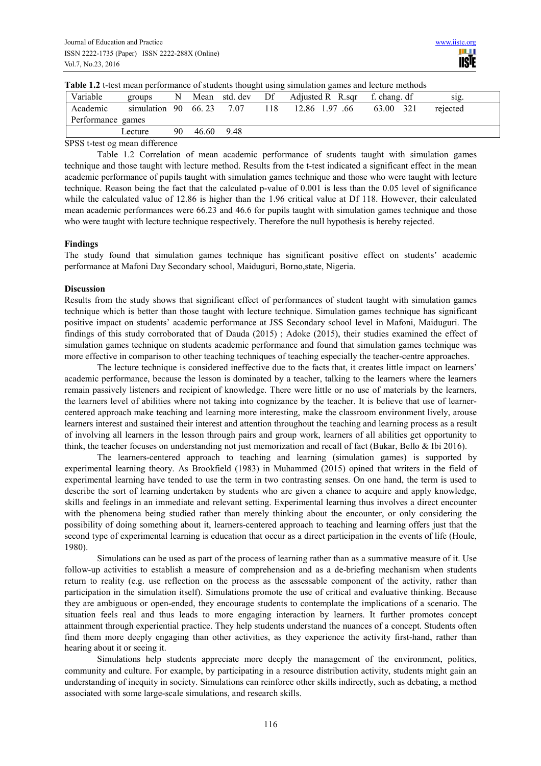**Table 1.2** t-test mean performance of students thought using simulation games and lecture methods

| Variable | groups | N | Mean | std. dev | Df | Adjusted R | R.sqr | | f. chang. | df | sig. |
|---|---|---|---|---|---|---|---|---|---|---|---|
| Academic Performance | simulation games | 90 | 66. 23 | 7.07 | 118 | 12.86 | 1.97 | .66 | 63.00 | 321 | rejected |
| | Lecture | 90 | 46.60 | 9.48 | | | | | | | |

SPSS t-test og mean difference

Table 1.2 Correlation of mean academic performance of students taught with simulation games technique and those taught with lecture method. Results from the t-test indicated a significant effect in the mean academic performance of pupils taught with simulation games technique and those who were taught with lecture technique. Reason being the fact that the calculated p-value of 0.001 is less than the 0.05 level of significance while the calculated value of 12.86 is higher than the 1.96 critical value at Df 118. However, their calculated mean academic performances were 66.23 and 46.6 for pupils taught with simulation games technique and those who were taught with lecture technique respectively. Therefore the null hypothesis is hereby rejected.

## Findings

The study found that simulation games technique has significant positive effect on students' academic performance at Mafoni Day Secondary school, Maiduguri, Borno,state, Nigeria.

## Discussion

Results from the study shows that significant effect of performances of student taught with simulation games technique which is better than those taught with lecture technique. Simulation games technique has significant positive impact on students' academic performance at JSS Secondary school level in Mafoni, Maiduguri. The findings of this study corroborated that of Dauda (2015) ; Adoke (2015), their studies examined the effect of simulation games technique on students academic performance and found that simulation games technique was more effective in comparison to other teaching techniques of teaching especially the teacher-centre approaches.

The lecture technique is considered ineffective due to the facts that, it creates little impact on learners' academic performance, because the lesson is dominated by a teacher, talking to the learners where the learners remain passively listeners and recipient of knowledge. There were little or no use of materials by the learners, the learners level of abilities where not taking into cognizance by the teacher. It is believe that use of learner-centered approach make teaching and learning more interesting, make the classroom environment lively, arouse learners interest and sustained their interest and attention throughout the teaching and learning process as a result of involving all learners in the lesson through pairs and group work, learners of all abilities get opportunity to think, the teacher focuses on understanding not just memorization and recall of fact (Bukar, Bello & Ibi 2016).

The learners-centered approach to teaching and learning (simulation games) is supported by experimental learning theory. As Brookfield (1983) in Muhammed (2015) opined that writers in the field of experimental learning have tended to use the term in two contrasting senses. On one hand, the term is used to describe the sort of learning undertaken by students who are given a chance to acquire and apply knowledge, skills and feelings in an immediate and relevant setting. Experimental learning thus involves a direct encounter with the phenomena being studied rather than merely thinking about the encounter, or only considering the possibility of doing something about it, learners-centered approach to teaching and learning offers just that the second type of experimental learning is education that occur as a direct participation in the events of life (Houle, 1980).

Simulations can be used as part of the process of learning rather than as a summative measure of it. Use follow-up activities to establish a measure of comprehension and as a de-briefing mechanism when students return to reality (e.g. use reflection on the process as the assessable component of the activity, rather than participation in the simulation itself). Simulations promote the use of critical and evaluative thinking. Because they are ambiguous or open-ended, they encourage students to contemplate the implications of a scenario. The situation feels real and thus leads to more engaging interaction by learners. It further promotes concept attainment through experiential practice. They help students understand the nuances of a concept. Students often find them more deeply engaging than other activities, as they experience the activity first-hand, rather than hearing about it or seeing it.

Simulations help students appreciate more deeply the management of the environment, politics, community and culture. For example, by participating in a resource distribution activity, students might gain an understanding of inequity in society. Simulations can reinforce other skills indirectly, such as debating, a method associated with some large-scale simulations, and research skills.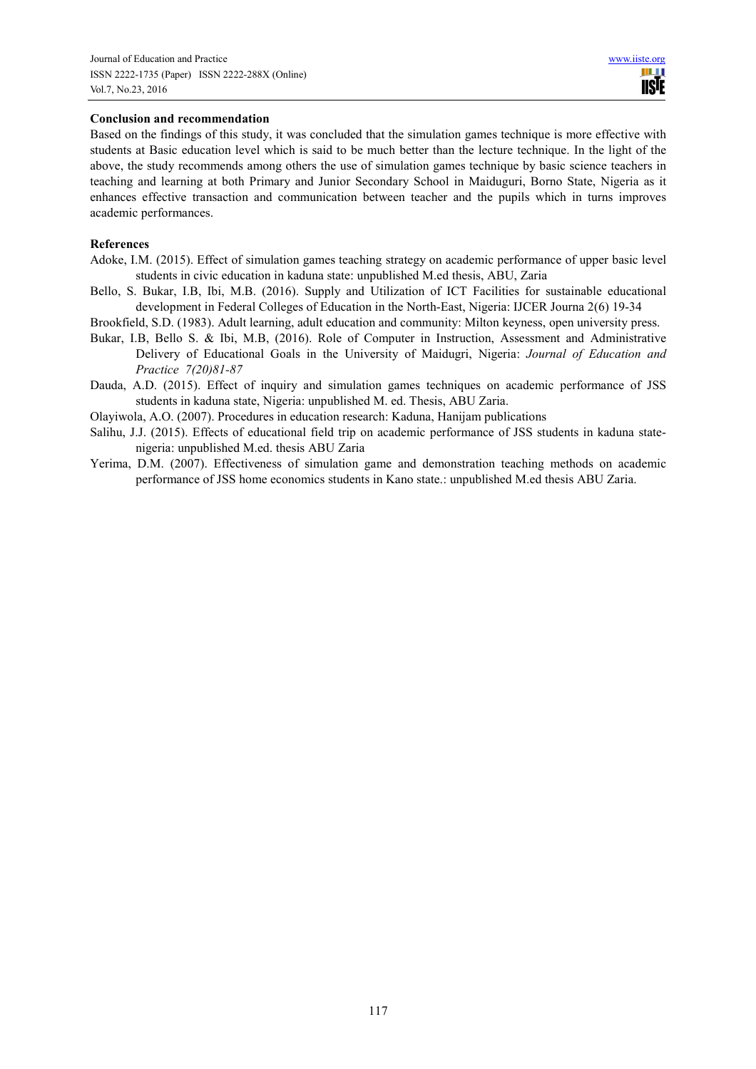## Conclusion and recommendation

Based on the findings of this study, it was concluded that the simulation games technique is more effective with students at Basic education level which is said to be much better than the lecture technique. In the light of the above, the study recommends among others the use of simulation games technique by basic science teachers in teaching and learning at both Primary and Junior Secondary School in Maiduguri, Borno State, Nigeria as it enhances effective transaction and communication between teacher and the pupils which in turns improves academic performances.

## References

Adoke, I.M. (2015). Effect of simulation games teaching strategy on academic performance of upper basic level students in civic education in kaduna state: unpublished M.ed thesis, ABU, Zaria

Bello, S. Bukar, I.B, Ibi, M.B. (2016). Supply and Utilization of ICT Facilities for sustainable educational development in Federal Colleges of Education in the North-East, Nigeria: IJCER Journa 2(6) 19-34

Brookfield, S.D. (1983). Adult learning, adult education and community: Milton keyness, open university press.

Bukar, I.B, Bello S. & Ibi, M.B, (2016). Role of Computer in Instruction, Assessment and Administrative Delivery of Educational Goals in the University of Maidugri, Nigeria: *Journal of Education and Practice 7(20)81-87*

Dauda, A.D. (2015). Effect of inquiry and simulation games techniques on academic performance of JSS students in kaduna state, Nigeria: unpublished M. ed. Thesis, ABU Zaria.

Olayiwola, A.O. (2007). Procedures in education research: Kaduna, Hanijam publications

Salihu, J.J. (2015). Effects of educational field trip on academic performance of JSS students in kaduna state-nigeria: unpublished M.ed. thesis ABU Zaria

Yerima, D.M. (2007). Effectiveness of simulation game and demonstration teaching methods on academic performance of JSS home economics students in Kano state.: unpublished M.ed thesis ABU Zaria.